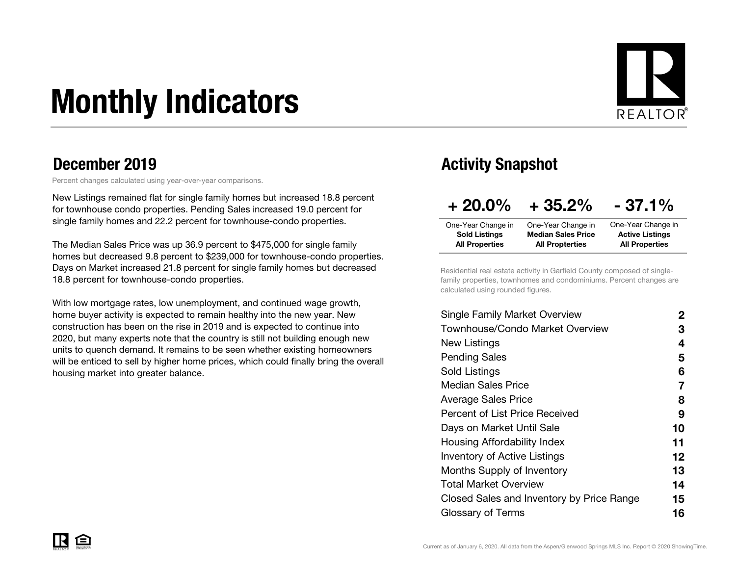# Monthly Indicators

## December 2019

Percent changes calculated using year-over-year comparisons.

New Listings remained flat for single family homes but increased 18.8 percent for townhouse condo properties. Pending Sales increased 19.0 percent for single family homes and 22.2 percent for townhouse-condo properties.

The Median Sales Price was up 36.9 percent to $475,000 for single family homes but decreased 9.8 percent to $239,000 for townhouse-condo properties. Days on Market increased 21.8 percent for single family homes but decreased 18.8 percent for townhouse-condo properties.

With low mortgage rates, low unemployment, and continued wage growth, home buyer activity is expected to remain healthy into the new year. New construction has been on the rise in 2019 and is expected to continue into 2020, but many experts note that the country is still not building enough new units to quench demand. It remains to be seen whether existing homeowners will be enticed to sell by higher home prices, which could finally bring the overall housing market into greater balance.

## Activity Snapshot

| + 20.0% | + 35.2% | - 37.1% |
|---|---|---|
| One-Year Change in **Sold Listings All Properties** | One-Year Change in **Median Sales Price All Propterties** | One-Year Change in **Active Listings All Properties** |

Residential real estate activity in Garfield County composed of single-family properties, townhomes and condominiums. Percent changes are calculated using rounded figures.

| | |
|---|---|
| Single Family Market Overview | 2 |
| Townhouse/Condo Market Overview | 3 |
| New Listings | 4 |
| Pending Sales | 5 |
| Sold Listings | 6 |
| Median Sales Price | 7 |
| Average Sales Price | 8 |
| Percent of List Price Received | 9 |
| Days on Market Until Sale | 10 |
| Housing Affordability Index | 11 |
| Inventory of Active Listings | 12 |
| Months Supply of Inventory | 13 |
| Total Market Overview | 14 |
| Closed Sales and Inventory by Price Range | 15 |
| Glossary of Terms | 16 |

Current as of January 6, 2020. All data from the Aspen/Glenwood Springs MLS Inc. Report © 2020 ShowingTime.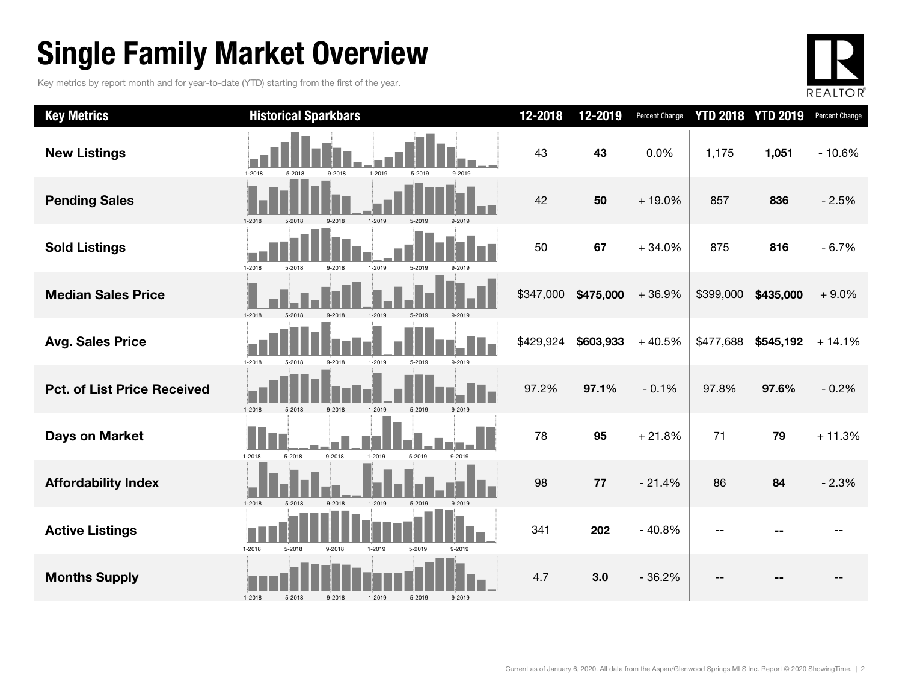# Single Family Market Overview

Key metrics by report month and for year-to-date (YTD) starting from the first of the year.

| Key Metrics | Historical Sparkbars | 12-2018 | 12-2019 | Percent Change | YTD 2018 | YTD 2019 | Percent Change |
|---|---|---|---|---|---|---|---|
| **New Listings** | 1-2018 5-2018 9-2018 1-2019 5-2019 9-2019 | 43 | **43** | 0.0% | 1,175 | **1,051** | - 10.6% |
| **Pending Sales** | 1-2018 5-2018 9-2018 1-2019 5-2019 9-2019 | 42 | **50** | + 19.0% | 857 | **836** | - 2.5% |
| **Sold Listings** | 1-2018 5-2018 9-2018 1-2019 5-2019 9-2019 | 50 | **67** | + 34.0% | 875 | **816** | - 6.7% |
| **Median Sales Price** | 1-2018 5-2018 9-2018 1-2019 5-2019 9-2019 | $347,000 | **$475,000** | + 36.9% | $399,000 | **$435,000** | + 9.0% |
| **Avg. Sales Price** | 1-2018 5-2018 9-2018 1-2019 5-2019 9-2019 | $429,924 | **$603,933** | + 40.5% | $477,688 | **$545,192** | + 14.1% |
| **Pct. of List Price Received** | 1-2018 5-2018 9-2018 1-2019 5-2019 9-2019 | 97.2% | **97.1%** | - 0.1% | 97.8% | **97.6%** | - 0.2% |
| **Days on Market** | 1-2018 5-2018 9-2018 1-2019 5-2019 9-2019 | 78 | **95** | + 21.8% | 71 | **79** | + 11.3% |
| **Affordability Index** | 1-2018 5-2018 9-2018 1-2019 5-2019 9-2019 | 98 | **77** | - 21.4% | 86 | **84** | - 2.3% |
| **Active Listings** | 1-2018 5-2018 9-2018 1-2019 5-2019 9-2019 | 341 | **202** | - 40.8% | -- | **--** | -- |
| **Months Supply** | 1-2018 5-2018 9-2018 1-2019 5-2019 9-2019 | 4.7 | **3.0** | - 36.2% | -- | **--** | -- |

Current as of January 6, 2020. All data from the Aspen/Glenwood Springs MLS Inc. Report © 2020 ShowingTime.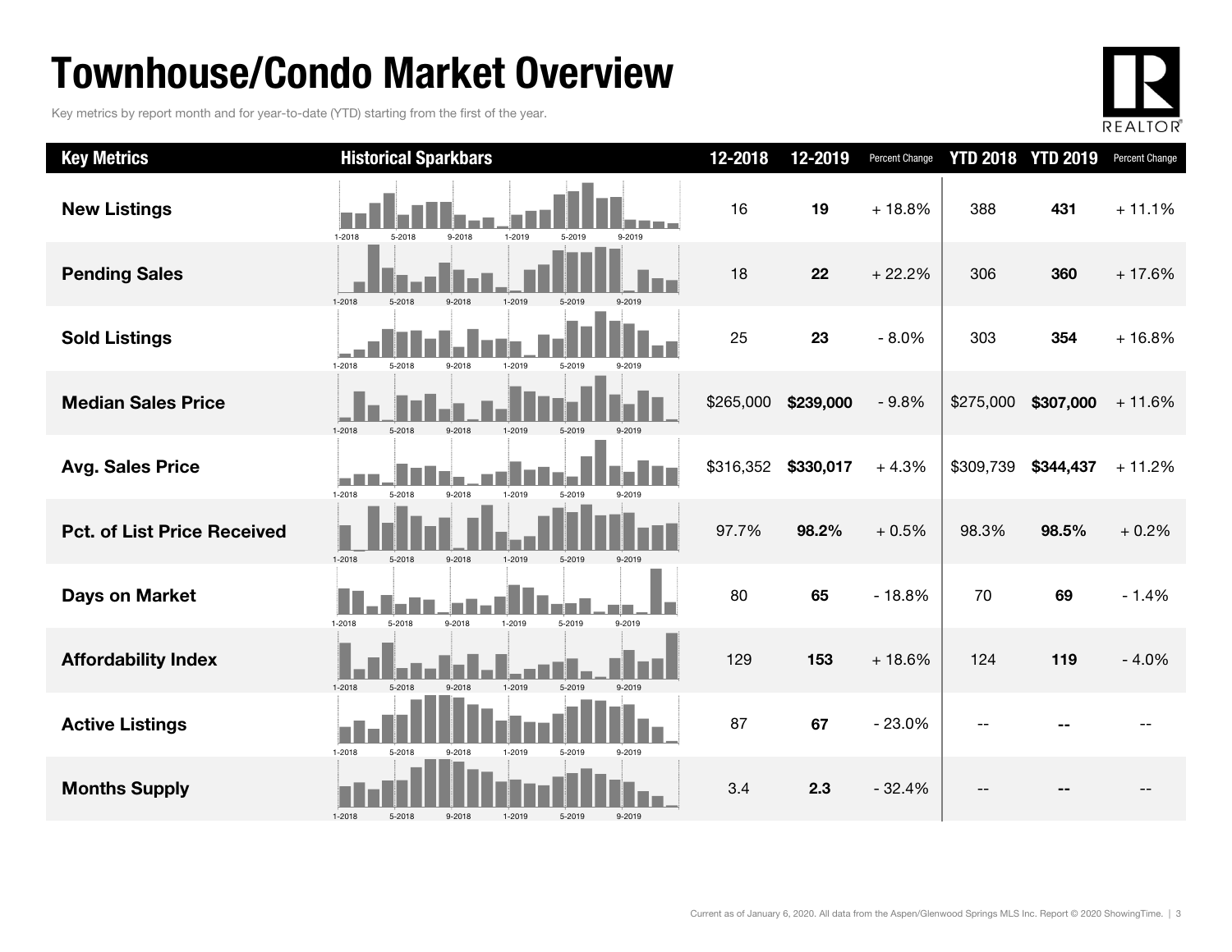# Townhouse/Condo Market Overview

Key metrics by report month and for year-to-date (YTD) starting from the first of the year.

| Key Metrics | Historical Sparkbars | 12-2018 | 12-2019 | Percent Change | YTD 2018 | YTD 2019 | Percent Change |
|---|---|---|---|---|---|---|---|
| **New Listings** | 1-2018 5-2018 9-2018 1-2019 5-2019 9-2019 | 16 | **19** | + 18.8% | 388 | **431** | + 11.1% |
| **Pending Sales** | 1-2018 5-2018 9-2018 1-2019 5-2019 9-2019 | 18 | **22** | + 22.2% | 306 | **360** | + 17.6% |
| **Sold Listings** | 1-2018 5-2018 9-2018 1-2019 5-2019 9-2019 | 25 | **23** | - 8.0% | 303 | **354** | + 16.8% |
| **Median Sales Price** | 1-2018 5-2018 9-2018 1-2019 5-2019 9-2019 | $265,000 | **$239,000** | - 9.8% | $275,000 | **$307,000** | + 11.6% |
| **Avg. Sales Price** | 1-2018 5-2018 9-2018 1-2019 5-2019 9-2019 | $316,352 | **$330,017** | + 4.3% | $309,739 | **$344,437** | + 11.2% |
| **Pct. of List Price Received** | 1-2018 5-2018 9-2018 1-2019 5-2019 9-2019 | 97.7% | **98.2%** | + 0.5% | 98.3% | **98.5%** | + 0.2% |
| **Days on Market** | 1-2018 5-2018 9-2018 1-2019 5-2019 9-2019 | 80 | **65** | - 18.8% | 70 | **69** | - 1.4% |
| **Affordability Index** | 1-2018 5-2018 9-2018 1-2019 5-2019 9-2019 | 129 | **153** | + 18.6% | 124 | **119** | - 4.0% |
| **Active Listings** | 1-2018 5-2018 9-2018 1-2019 5-2019 9-2019 | 87 | **67** | - 23.0% | -- | **--** | -- |
| **Months Supply** | 1-2018 5-2018 9-2018 1-2019 5-2019 9-2019 | 3.4 | **2.3** | - 32.4% | -- | **--** | -- |

Current as of January 6, 2020. All data from the Aspen/Glenwood Springs MLS Inc. Report © 2020 ShowingTime.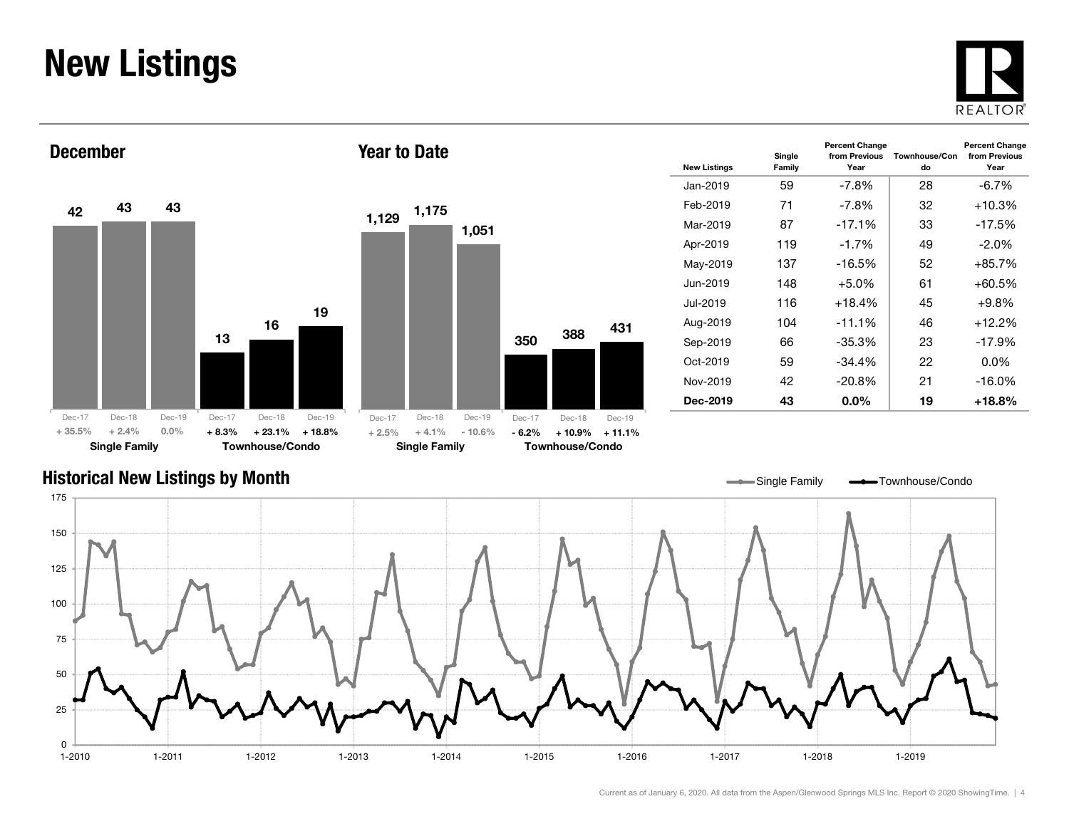# New Listings

## December

| | Dec-17 | Dec-18 | Dec-19 |
|---|---|---|---|
| Single Family | 42 | 43 | 43 |
| Percent Change | + 35.5% | + 2.4% | 0.0% |
| Townhouse/Condo | 13 | 16 | 19 |
| Percent Change | + 8.3% | + 23.1% | + 18.8% |

## Year to Date

| | Dec-17 | Dec-18 | Dec-19 |
|---|---|---|---|
| Single Family | 1,129 | 1,175 | 1,051 |
| Percent Change | + 2.5% | + 4.1% | - 10.6% |
| Townhouse/Condo | 350 | 388 | 431 |
| Percent Change | - 6.2% | + 10.9% | + 11.1% |

| New Listings | Single Family | Percent Change from Previous Year | Townhouse/Condo | Percent Change from Previous Year |
|---|---|---|---|---|
| Jan-2019 | 59 | -7.8% | 28 | -6.7% |
| Feb-2019 | 71 | -7.8% | 32 | +10.3% |
| Mar-2019 | 87 | -17.1% | 33 | -17.5% |
| Apr-2019 | 119 | -1.7% | 49 | -2.0% |
| May-2019 | 137 | -16.5% | 52 | +85.7% |
| Jun-2019 | 148 | +5.0% | 61 | +60.5% |
| Jul-2019 | 116 | +18.4% | 45 | +9.8% |
| Aug-2019 | 104 | -11.1% | 46 | +12.2% |
| Sep-2019 | 66 | -35.3% | 23 | -17.9% |
| Oct-2019 | 59 | -34.4% | 22 | 0.0% |
| Nov-2019 | 42 | -20.8% | 21 | -16.0% |
| **Dec-2019** | **43** | **0.0%** | **19** | **+18.8%** |

## Historical New Listings by Month

Single Family — Townhouse/Condo

Current as of January 6, 2020. All data from the Aspen/Glenwood Springs MLS Inc. Report © 2020 ShowingTime.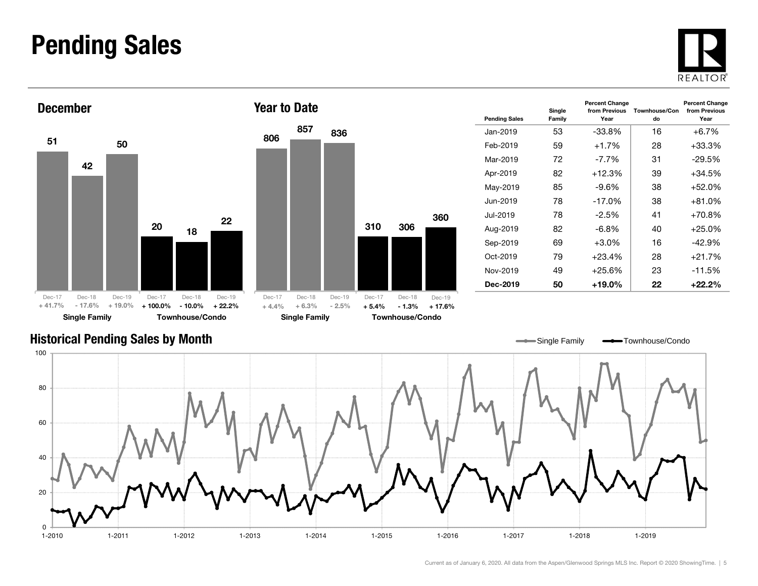# Pending Sales

## December

| | Dec-17 | Dec-18 | Dec-19 |
|---|---|---|---|
| Single Family | 51 | 42 | 50 |
| | + 41.7% | - 17.6% | + 19.0% |
| Townhouse/Condo | 20 | 18 | 22 |
| | + 100.0% | - 10.0% | + 22.2% |

## Year to Date

| | Dec-17 | Dec-18 | Dec-19 |
|---|---|---|---|
| Single Family | 806 | 857 | 836 |
| | + 4.4% | + 6.3% | - 2.5% |
| Townhouse/Condo | 310 | 306 | 360 |
| | + 5.4% | - 1.3% | + 17.6% |

| Pending Sales | Single Family | Percent Change from Previous Year | Townhouse/Condo | Percent Change from Previous Year |
|---|---|---|---|---|
| Jan-2019 | 53 | -33.8% | 16 | +6.7% |
| Feb-2019 | 59 | +1.7% | 28 | +33.3% |
| Mar-2019 | 72 | -7.7% | 31 | -29.5% |
| Apr-2019 | 82 | +12.3% | 39 | +34.5% |
| May-2019 | 85 | -9.6% | 38 | +52.0% |
| Jun-2019 | 78 | -17.0% | 38 | +81.0% |
| Jul-2019 | 78 | -2.5% | 41 | +70.8% |
| Aug-2019 | 82 | -6.8% | 40 | +25.0% |
| Sep-2019 | 69 | +3.0% | 16 | -42.9% |
| Oct-2019 | 79 | +23.4% | 28 | +21.7% |
| Nov-2019 | 49 | +25.6% | 23 | -11.5% |
| **Dec-2019** | **50** | **+19.0%** | **22** | **+22.2%** |

## Historical Pending Sales by Month

Single Family — Townhouse/Condo

Current as of January 6, 2020. All data from the Aspen/Glenwood Springs MLS Inc. Report © 2020 ShowingTime.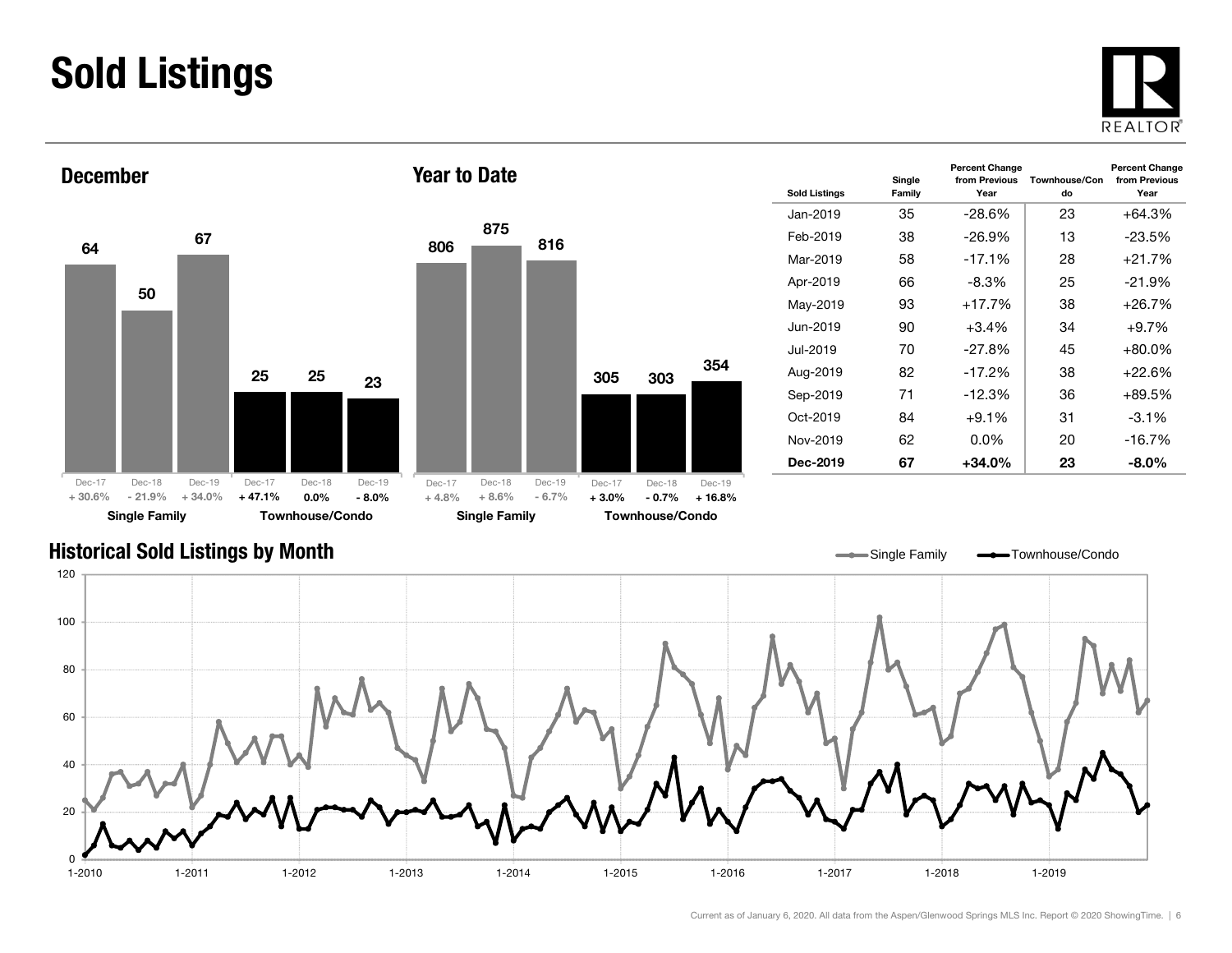# Sold Listings

## December

| | Dec-17 | Dec-18 | Dec-19 |
|---|---|---|---|
| Single Family | 64 | 50 | 67 |
| Percent Change | + 30.6% | - 21.9% | + 34.0% |
| Townhouse/Condo | 25 | 25 | 23 |
| Percent Change | + 47.1% | 0.0% | - 8.0% |

## Year to Date

| | Dec-17 | Dec-18 | Dec-19 |
|---|---|---|---|
| Single Family | 806 | 875 | 816 |
| Percent Change | + 4.8% | + 8.6% | - 6.7% |
| Townhouse/Condo | 305 | 303 | 354 |
| Percent Change | + 3.0% | - 0.7% | + 16.8% |

| Sold Listings | Single Family | Percent Change from Previous Year | Townhouse/Condo | Percent Change from Previous Year |
|---|---|---|---|---|
| Jan-2019 | 35 | -28.6% | 23 | +64.3% |
| Feb-2019 | 38 | -26.9% | 13 | -23.5% |
| Mar-2019 | 58 | -17.1% | 28 | +21.7% |
| Apr-2019 | 66 | -8.3% | 25 | -21.9% |
| May-2019 | 93 | +17.7% | 38 | +26.7% |
| Jun-2019 | 90 | +3.4% | 34 | +9.7% |
| Jul-2019 | 70 | -27.8% | 45 | +80.0% |
| Aug-2019 | 82 | -17.2% | 38 | +22.6% |
| Sep-2019 | 71 | -12.3% | 36 | +89.5% |
| Oct-2019 | 84 | +9.1% | 31 | -3.1% |
| Nov-2019 | 62 | 0.0% | 20 | -16.7% |
| **Dec-2019** | **67** | **+34.0%** | **23** | **-8.0%** |

## Historical Sold Listings by Month

Single Family — Townhouse/Condo

Current as of January 6, 2020. All data from the Aspen/Glenwood Springs MLS Inc. Report © 2020 ShowingTime.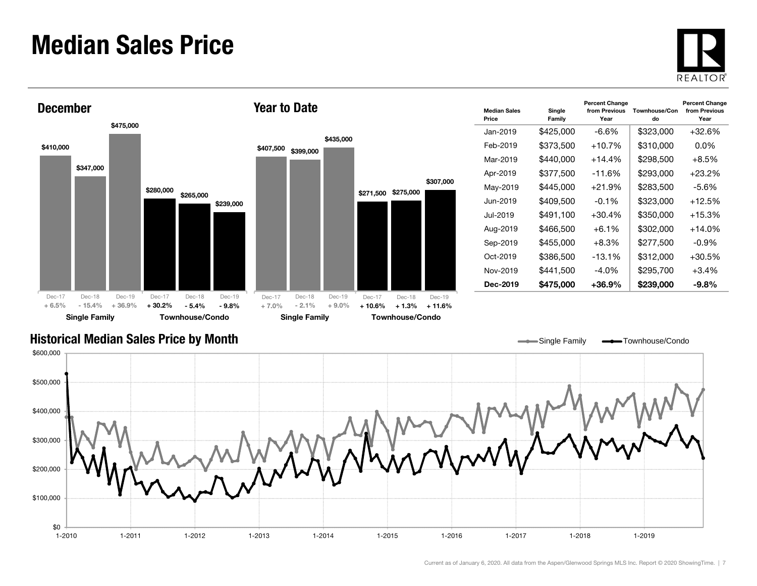# Median Sales Price

## December

| | Dec-17 | Dec-18 | Dec-19 |
|---|---|---|---|
| Single Family | $410,000 | $347,000 | $475,000 |
| Percent Change | + 6.5% | - 15.4% | + 36.9% |
| Townhouse/Condo | $280,000 | $265,000 | $239,000 |
| Percent Change | + 30.2% | - 5.4% | - 9.8% |

## Year to Date

| | Dec-17 | Dec-18 | Dec-19 |
|---|---|---|---|
| Single Family | $407,500 | $399,000 | $435,000 |
| Percent Change | + 7.0% | - 2.1% | + 9.0% |
| Townhouse/Condo | $271,500 | $275,000 | $307,000 |
| Percent Change | + 10.6% | + 1.3% | + 11.6% |

| Median Sales Price | Single Family | Percent Change from Previous Year | Townhouse/Condo | Percent Change from Previous Year |
|---|---|---|---|---|
| Jan-2019 | $425,000 | -6.6% | $323,000 | +32.6% |
| Feb-2019 | $373,500 | +10.7% | $310,000 | 0.0% |
| Mar-2019 | $440,000 | +14.4% | $298,500 | +8.5% |
| Apr-2019 | $377,500 | -11.6% | $293,000 | +23.2% |
| May-2019 | $445,000 | +21.9% | $283,500 | -5.6% |
| Jun-2019 | $409,500 | -0.1% | $323,000 | +12.5% |
| Jul-2019 | $491,100 | +30.4% | $350,000 | +15.3% |
| Aug-2019 | $466,500 | +6.1% | $302,000 | +14.0% |
| Sep-2019 | $455,000 | +8.3% | $277,500 | -0.9% |
| Oct-2019 | $386,500 | -13.1% | $312,000 | +30.5% |
| Nov-2019 | $441,500 | -4.0% | $295,700 | +3.4% |
| **Dec-2019** | **$475,000** | **+36.9%** | **$239,000** | **-9.8%** |

## Historical Median Sales Price by Month

Current as of January 6, 2020. All data from the Aspen/Glenwood Springs MLS Inc. Report © 2020 ShowingTime.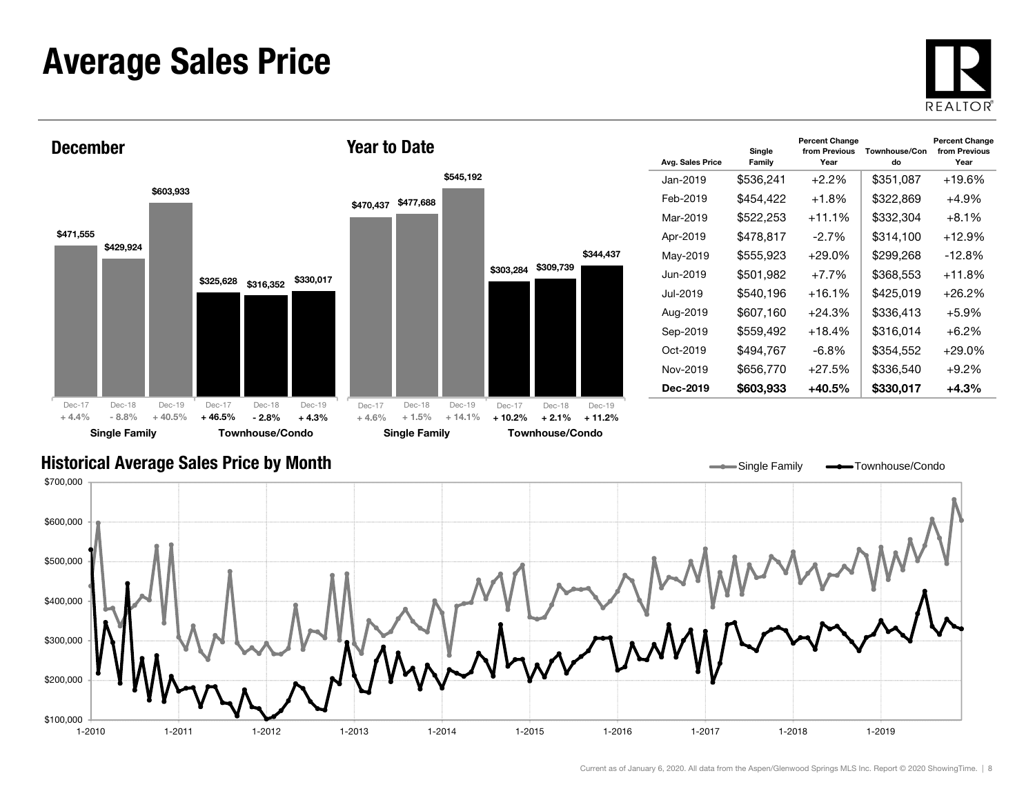# Average Sales Price

## December

| | Dec-17 | Dec-18 | Dec-19 |
|---|---|---|---|
| Single Family | $471,555 | $429,924 | $603,933 |
| Percent Change | + 4.4% | - 8.8% | + 40.5% |
| Townhouse/Condo | $325,628 | $316,352 | $330,017 |
| Percent Change | + 46.5% | - 2.8% | + 4.3% |

## Year to Date

| | Dec-17 | Dec-18 | Dec-19 |
|---|---|---|---|
| Single Family | $470,437 | $477,688 | $545,192 |
| Percent Change | + 4.6% | + 1.5% | + 14.1% |
| Townhouse/Condo | $303,284 | $309,739 | $344,437 |
| Percent Change | + 10.2% | + 2.1% | + 11.2% |

| Avg. Sales Price | Single Family | Percent Change from Previous Year | Townhouse/Condo | Percent Change from Previous Year |
|---|---|---|---|---|
| Jan-2019 | $536,241 | +2.2% | $351,087 | +19.6% |
| Feb-2019 | $454,422 | +1.8% | $322,869 | +4.9% |
| Mar-2019 | $522,253 | +11.1% | $332,304 | +8.1% |
| Apr-2019 | $478,817 | -2.7% | $314,100 | +12.9% |
| May-2019 | $555,923 | +29.0% | $299,268 | -12.8% |
| Jun-2019 | $501,982 | +7.7% | $368,553 | +11.8% |
| Jul-2019 | $540,196 | +16.1% | $425,019 | +26.2% |
| Aug-2019 | $607,160 | +24.3% | $336,413 | +5.9% |
| Sep-2019 | $559,492 | +18.4% | $316,014 | +6.2% |
| Oct-2019 | $494,767 | -6.8% | $354,552 | +29.0% |
| Nov-2019 | $656,770 | +27.5% | $336,540 | +9.2% |
| **Dec-2019** | **$603,933** | **+40.5%** | **$330,017** | **+4.3%** |

## Historical Average Sales Price by Month

Current as of January 6, 2020. All data from the Aspen/Glenwood Springs MLS Inc. Report © 2020 ShowingTime.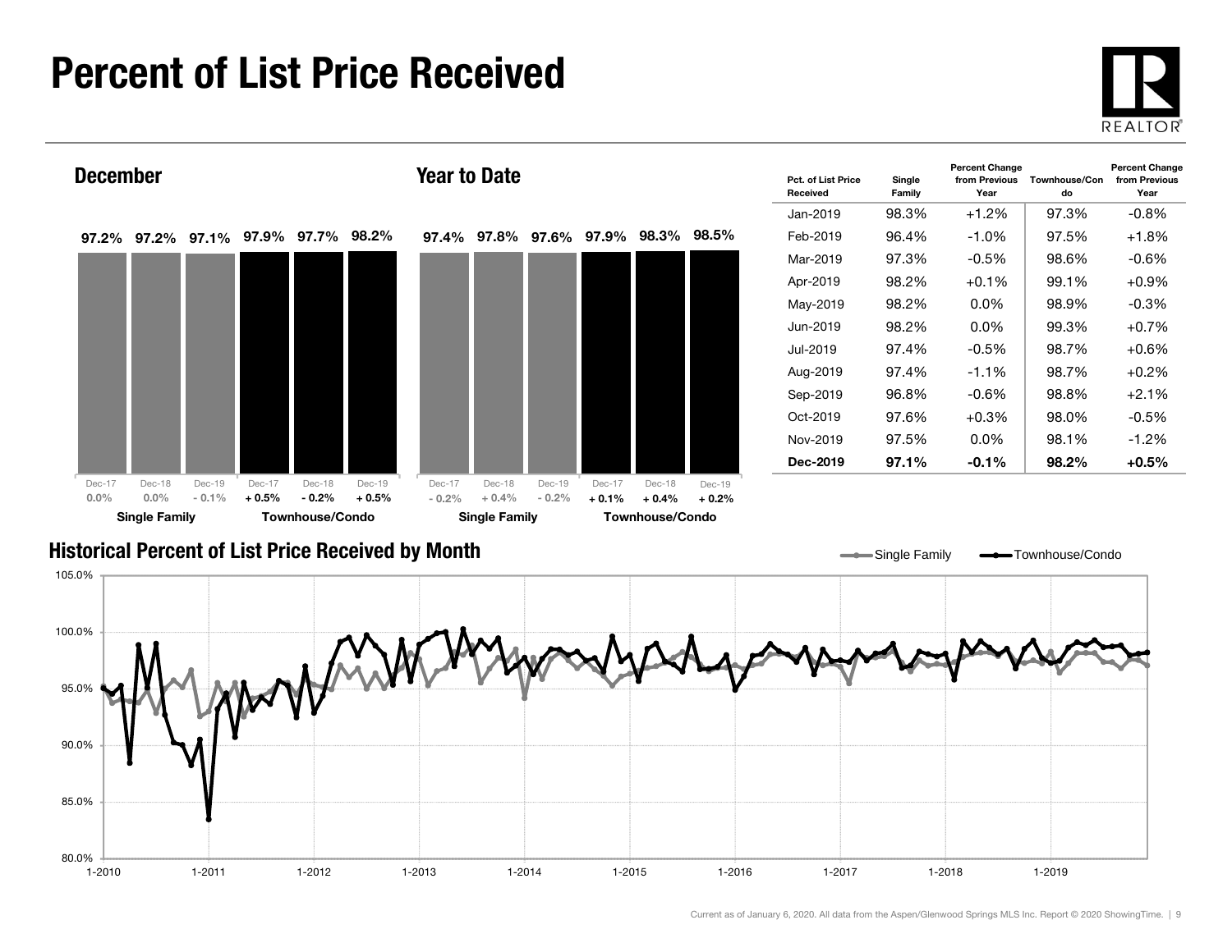# Percent of List Price Received

## December

| | Dec-17 | Dec-18 | Dec-19 |
|---|---|---|---|
| Single Family | 97.2% | 97.2% | 97.1% |
| Change | 0.0% | 0.0% | - 0.1% |
| Townhouse/Condo | 97.9% | 97.7% | 98.2% |
| Change | + 0.5% | - 0.2% | + 0.5% |

## Year to Date

| | Dec-17 | Dec-18 | Dec-19 |
|---|---|---|---|
| Single Family | 97.4% | 97.8% | 97.6% |
| Change | - 0.2% | + 0.4% | - 0.2% |
| Townhouse/Condo | 97.9% | 98.3% | 98.5% |
| Change | + 0.1% | + 0.4% | + 0.2% |

| Pct. of List Price Received | Single Family | Percent Change from Previous Year | Townhouse/Condo | Percent Change from Previous Year |
|---|---|---|---|---|
| Jan-2019 | 98.3% | +1.2% | 97.3% | -0.8% |
| Feb-2019 | 96.4% | -1.0% | 97.5% | +1.8% |
| Mar-2019 | 97.3% | -0.5% | 98.6% | -0.6% |
| Apr-2019 | 98.2% | +0.1% | 99.1% | +0.9% |
| May-2019 | 98.2% | 0.0% | 98.9% | -0.3% |
| Jun-2019 | 98.2% | 0.0% | 99.3% | +0.7% |
| Jul-2019 | 97.4% | -0.5% | 98.7% | +0.6% |
| Aug-2019 | 97.4% | -1.1% | 98.7% | +0.2% |
| Sep-2019 | 96.8% | -0.6% | 98.8% | +2.1% |
| Oct-2019 | 97.6% | +0.3% | 98.0% | -0.5% |
| Nov-2019 | 97.5% | 0.0% | 98.1% | -1.2% |
| **Dec-2019** | **97.1%** | **-0.1%** | **98.2%** | **+0.5%** |

## Historical Percent of List Price Received by Month

Current as of January 6, 2020. All data from the Aspen/Glenwood Springs MLS Inc. Report © 2020 ShowingTime.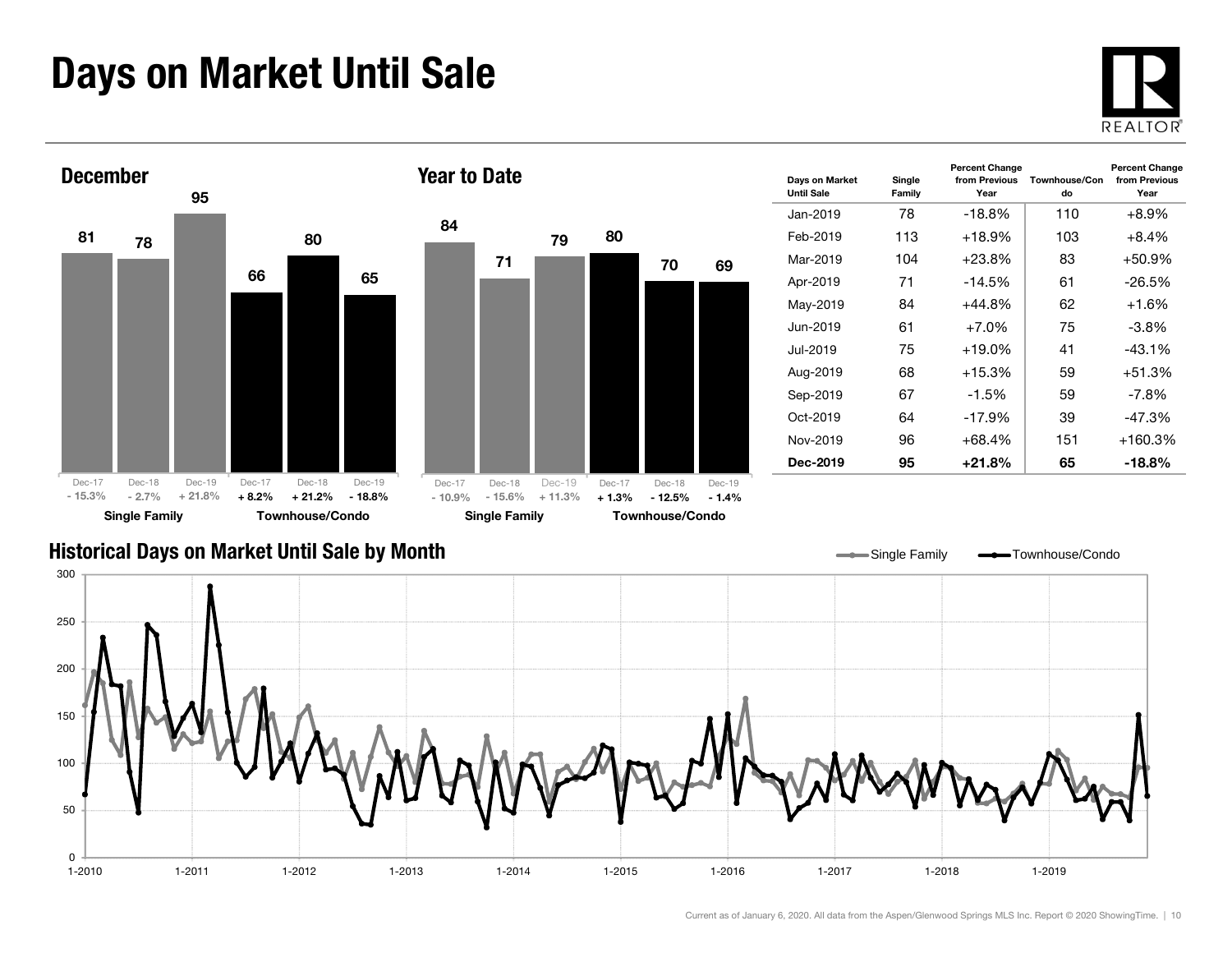# Days on Market Until Sale

## December

| | Single Family | | | Townhouse/Condo | | |
|---|---|---|---|---|---|---|
| | Dec-17 | Dec-18 | Dec-19 | Dec-17 | Dec-18 | Dec-19 |
| Days | 81 | 78 | 95 | 66 | 80 | 65 |
| Change | - 15.3% | - 2.7% | + 21.8% | + 8.2% | + 21.2% | - 18.8% |

## Year to Date

| | Single Family | | | Townhouse/Condo | | |
|---|---|---|---|---|---|---|
| | Dec-17 | Dec-18 | Dec-19 | Dec-17 | Dec-18 | Dec-19 |
| Days | 84 | 71 | 79 | 80 | 70 | 69 |
| Change | - 10.9% | - 15.6% | + 11.3% | + 1.3% | - 12.5% | - 1.4% |

| Days on Market Until Sale | Single Family | Percent Change from Previous Year | Townhouse/Condo | Percent Change from Previous Year |
|---|---|---|---|---|
| Jan-2019 | 78 | -18.8% | 110 | +8.9% |
| Feb-2019 | 113 | +18.9% | 103 | +8.4% |
| Mar-2019 | 104 | +23.8% | 83 | +50.9% |
| Apr-2019 | 71 | -14.5% | 61 | -26.5% |
| May-2019 | 84 | +44.8% | 62 | +1.6% |
| Jun-2019 | 61 | +7.0% | 75 | -3.8% |
| Jul-2019 | 75 | +19.0% | 41 | -43.1% |
| Aug-2019 | 68 | +15.3% | 59 | +51.3% |
| Sep-2019 | 67 | -1.5% | 59 | -7.8% |
| Oct-2019 | 64 | -17.9% | 39 | -47.3% |
| Nov-2019 | 96 | +68.4% | 151 | +160.3% |
| **Dec-2019** | **95** | **+21.8%** | **65** | **-18.8%** |

## Historical Days on Market Until Sale by Month

Single Family — Townhouse/Condo

Current as of January 6, 2020. All data from the Aspen/Glenwood Springs MLS Inc. Report © 2020 ShowingTime.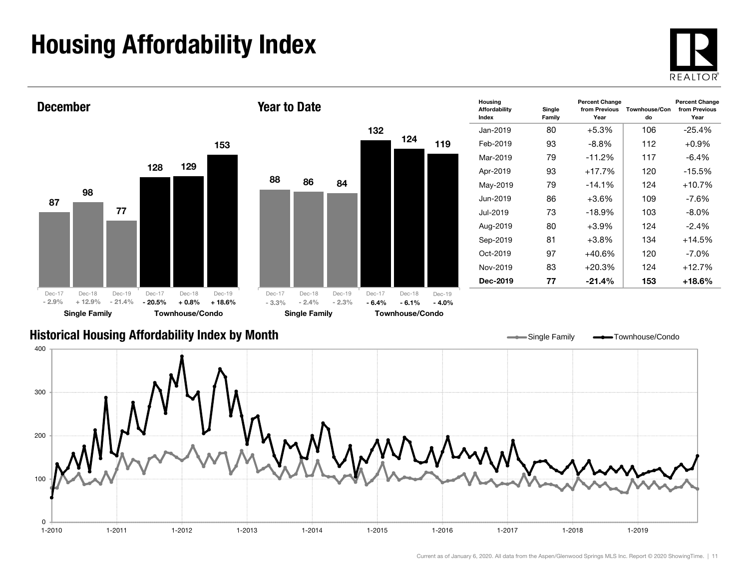# Housing Affordability Index

## December

| | Dec-17 | Dec-18 | Dec-19 |
|---|---|---|---|
| Single Family | 87 | 98 | 77 |
| Percent Change | - 2.9% | + 12.9% | - 21.4% |
| Townhouse/Condo | 128 | 129 | 153 |
| Percent Change | - 20.5% | + 0.8% | + 18.6% |

## Year to Date

| | Dec-17 | Dec-18 | Dec-19 |
|---|---|---|---|
| Single Family | 88 | 86 | 84 |
| Percent Change | - 3.3% | - 2.4% | - 2.3% |
| Townhouse/Condo | 132 | 124 | 119 |
| Percent Change | - 6.4% | - 6.1% | - 4.0% |

| Housing Affordability Index | Single Family | Percent Change from Previous Year | Townhouse/Condo | Percent Change from Previous Year |
|---|---|---|---|---|
| Jan-2019 | 80 | +5.3% | 106 | -25.4% |
| Feb-2019 | 93 | -8.8% | 112 | +0.9% |
| Mar-2019 | 79 | -11.2% | 117 | -6.4% |
| Apr-2019 | 93 | +17.7% | 120 | -15.5% |
| May-2019 | 79 | -14.1% | 124 | +10.7% |
| Jun-2019 | 86 | +3.6% | 109 | -7.6% |
| Jul-2019 | 73 | -18.9% | 103 | -8.0% |
| Aug-2019 | 80 | +3.9% | 124 | -2.4% |
| Sep-2019 | 81 | +3.8% | 134 | +14.5% |
| Oct-2019 | 97 | +40.6% | 120 | -7.0% |
| Nov-2019 | 83 | +20.3% | 124 | +12.7% |
| **Dec-2019** | **77** | **-21.4%** | **153** | **+18.6%** |

## Historical Housing Affordability Index by Month

Current as of January 6, 2020. All data from the Aspen/Glenwood Springs MLS Inc. Report © 2020 ShowingTime.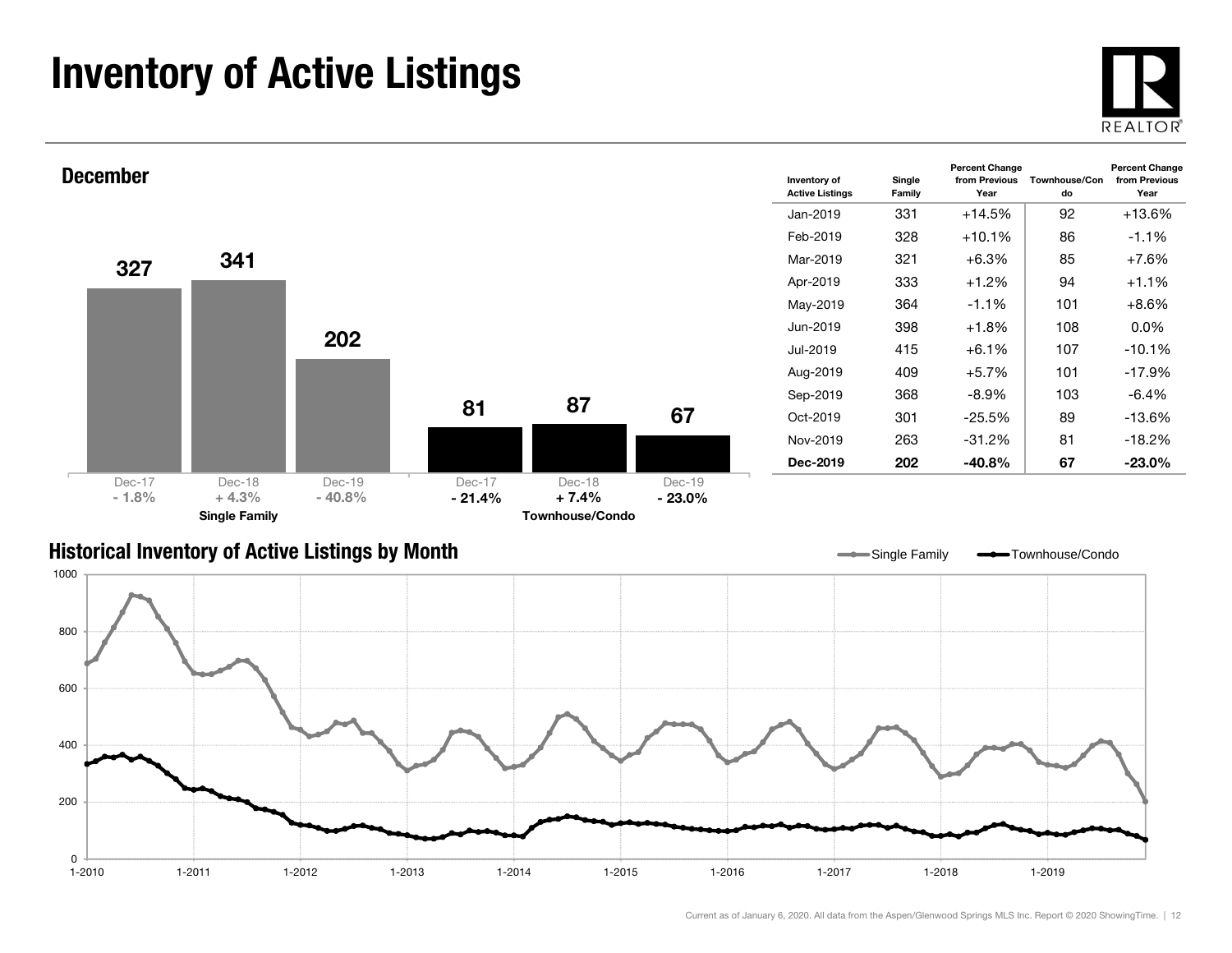# Inventory of Active Listings

## December

| | Dec-17 | Dec-18 | Dec-19 |
|---|---|---|---|
| Single Family | 327 | 341 | 202 |
| | - 1.8% | + 4.3% | - 40.8% |
| Townhouse/Condo | 81 | 87 | 67 |
| | - 21.4% | + 7.4% | - 23.0% |

| Inventory of Active Listings | Single Family | Percent Change from Previous Year | Townhouse/Condo | Percent Change from Previous Year |
|---|---|---|---|---|
| Jan-2019 | 331 | +14.5% | 92 | +13.6% |
| Feb-2019 | 328 | +10.1% | 86 | -1.1% |
| Mar-2019 | 321 | +6.3% | 85 | +7.6% |
| Apr-2019 | 333 | +1.2% | 94 | +1.1% |
| May-2019 | 364 | -1.1% | 101 | +8.6% |
| Jun-2019 | 398 | +1.8% | 108 | 0.0% |
| Jul-2019 | 415 | +6.1% | 107 | -10.1% |
| Aug-2019 | 409 | +5.7% | 101 | -17.9% |
| Sep-2019 | 368 | -8.9% | 103 | -6.4% |
| Oct-2019 | 301 | -25.5% | 89 | -13.6% |
| Nov-2019 | 263 | -31.2% | 81 | -18.2% |
| **Dec-2019** | **202** | **-40.8%** | **67** | **-23.0%** |

## Historical Inventory of Active Listings by Month

Current as of January 6, 2020. All data from the Aspen/Glenwood Springs MLS Inc. Report © 2020 ShowingTime.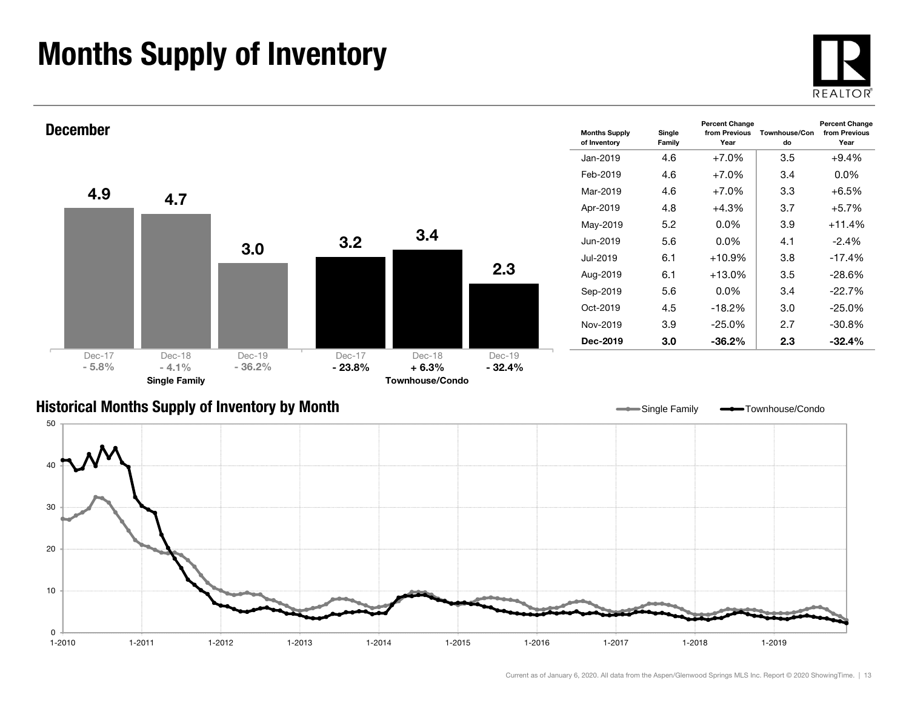# Months Supply of Inventory

## December

| | Dec-17 | Dec-18 | Dec-19 |
|---|---|---|---|
| Single Family | 4.9 | 4.7 | 3.0 |
| Change | - 5.8% | - 4.1% | - 36.2% |
| Townhouse/Condo | 3.2 | 3.4 | 2.3 |
| Change | - 23.8% | + 6.3% | - 32.4% |

| Months Supply of Inventory | Single Family | Percent Change from Previous Year | Townhouse/Condo | Percent Change from Previous Year |
|---|---|---|---|---|
| Jan-2019 | 4.6 | +7.0% | 3.5 | +9.4% |
| Feb-2019 | 4.6 | +7.0% | 3.4 | 0.0% |
| Mar-2019 | 4.6 | +7.0% | 3.3 | +6.5% |
| Apr-2019 | 4.8 | +4.3% | 3.7 | +5.7% |
| May-2019 | 5.2 | 0.0% | 3.9 | +11.4% |
| Jun-2019 | 5.6 | 0.0% | 4.1 | -2.4% |
| Jul-2019 | 6.1 | +10.9% | 3.8 | -17.4% |
| Aug-2019 | 6.1 | +13.0% | 3.5 | -28.6% |
| Sep-2019 | 5.6 | 0.0% | 3.4 | -22.7% |
| Oct-2019 | 4.5 | -18.2% | 3.0 | -25.0% |
| Nov-2019 | 3.9 | -25.0% | 2.7 | -30.8% |
| **Dec-2019** | **3.0** | **-36.2%** | **2.3** | **-32.4%** |

## Historical Months Supply of Inventory by Month

Single Family — Townhouse/Condo

Current as of January 6, 2020. All data from the Aspen/Glenwood Springs MLS Inc. Report © 2020 ShowingTime.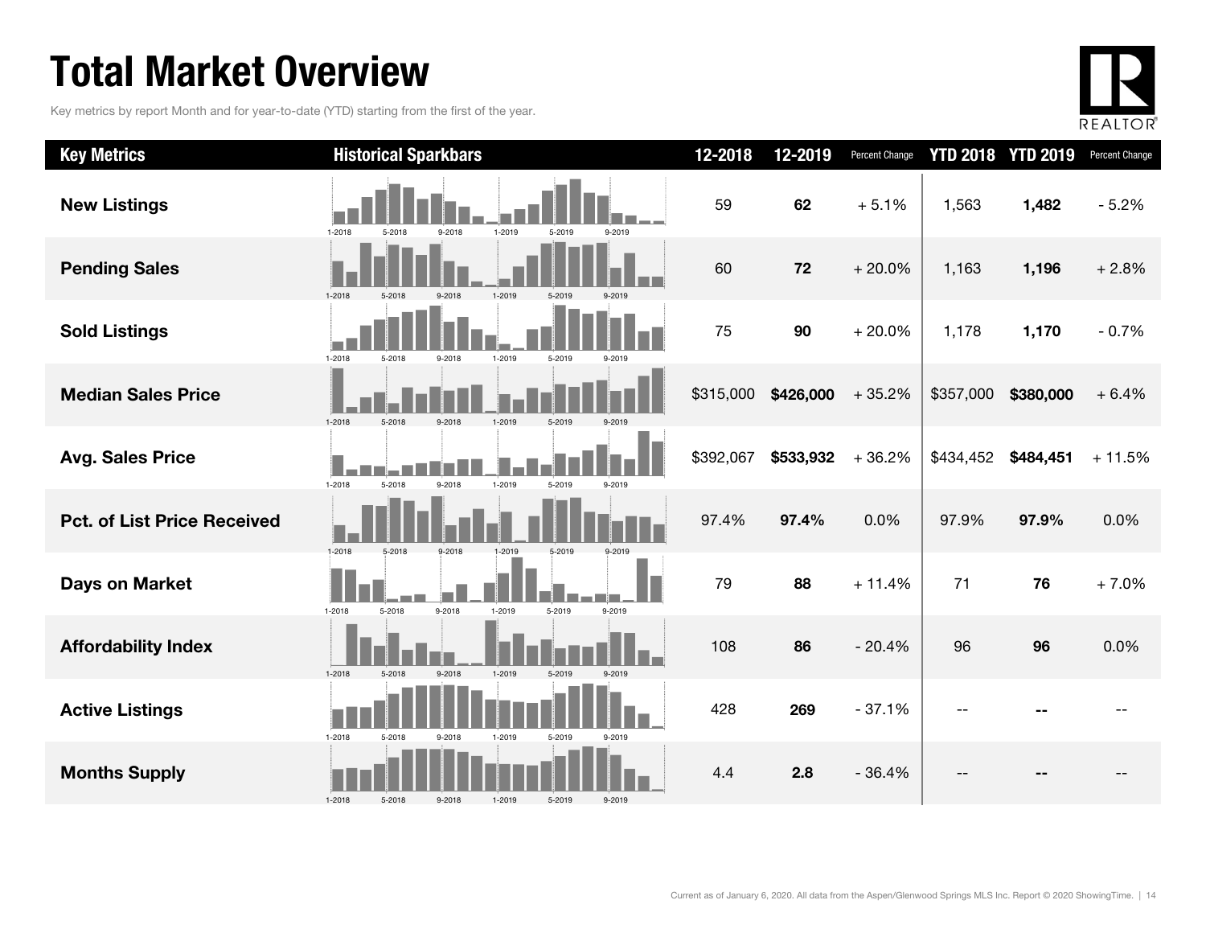# Total Market Overview

Key metrics by report Month and for year-to-date (YTD) starting from the first of the year.

| Key Metrics | Historical Sparkbars | 12-2018 | 12-2019 | Percent Change | YTD 2018 | YTD 2019 | Percent Change |
|---|---|---|---|---|---|---|---|
| New Listings | 1-2018 5-2018 9-2018 1-2019 5-2019 9-2019 | 59 | **62** | + 5.1% | 1,563 | **1,482** | - 5.2% |
| Pending Sales | 1-2018 5-2018 9-2018 1-2019 5-2019 9-2019 | 60 | **72** | + 20.0% | 1,163 | **1,196** | + 2.8% |
| Sold Listings | 1-2018 5-2018 9-2018 1-2019 5-2019 9-2019 | 75 | **90** | + 20.0% | 1,178 | **1,170** | - 0.7% |
| Median Sales Price | 1-2018 5-2018 9-2018 1-2019 5-2019 9-2019 | $315,000 | **$426,000** | + 35.2% | $357,000 | **$380,000** | + 6.4% |
| Avg. Sales Price | 1-2018 5-2018 9-2018 1-2019 5-2019 9-2019 | $392,067 | **$533,932** | + 36.2% | $434,452 | **$484,451** | + 11.5% |
| Pct. of List Price Received | 1-2018 5-2018 9-2018 1-2019 5-2019 9-2019 | 97.4% | **97.4%** | 0.0% | 97.9% | **97.9%** | 0.0% |
| Days on Market | 1-2018 5-2018 9-2018 1-2019 5-2019 9-2019 | 79 | **88** | + 11.4% | 71 | **76** | + 7.0% |
| Affordability Index | 1-2018 5-2018 9-2018 1-2019 5-2019 9-2019 | 108 | **86** | - 20.4% | 96 | **96** | 0.0% |
| Active Listings | 1-2018 5-2018 9-2018 1-2019 5-2019 9-2019 | 428 | **269** | - 37.1% | -- | **--** | -- |
| Months Supply | 1-2018 5-2018 9-2018 1-2019 5-2019 9-2019 | 4.4 | **2.8** | - 36.4% | -- | **--** | -- |

Current as of January 6, 2020. All data from the Aspen/Glenwood Springs MLS Inc. Report © 2020 ShowingTime.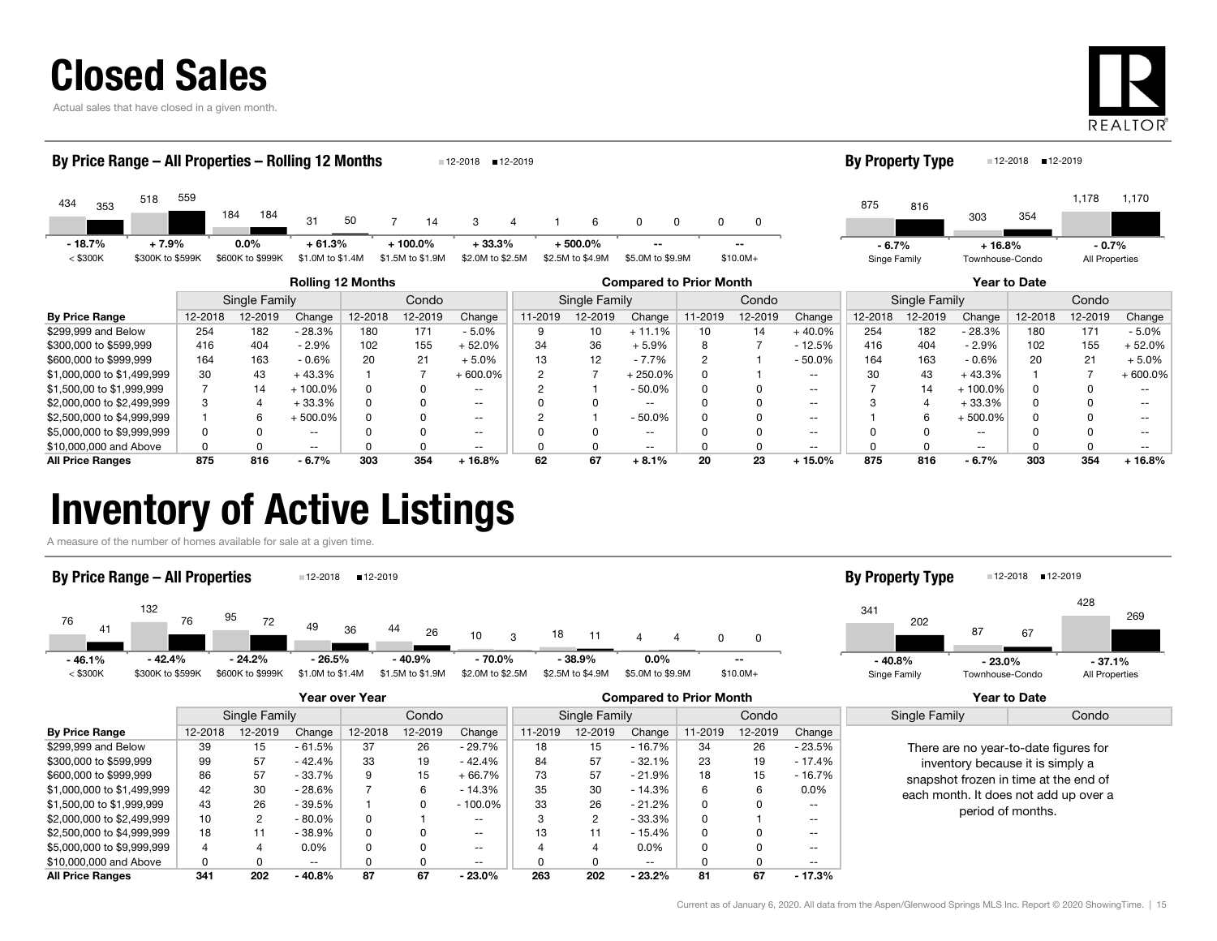# Closed Sales

Actual sales that have closed in a given month.

### By Price Range – All Properties – Rolling 12 Months

12-2018 | 12-2019

| | < $300K | $300K to $599K | $600K to $999K | $1.0M to $1.4M | $1.5M to $1.9M | $2.0M to $2.5M | $2.5M to $4.9M | $5.0M to $9.9M | $10.0M+ |
|---|---|---|---|---|---|---|---|---|---|
| 12-2018 | 434 | 518 | 184 | 31 | 7 | 3 | 1 | 0 | 0 |
| 12-2019 | 353 | 559 | 184 | 50 | 14 | 4 | 6 | 0 | 0 |
| Change | - 18.7% | + 7.9% | 0.0% | + 61.3% | + 100.0% | + 33.3% | + 500.0% | -- | -- |

### By Property Type

12-2018 | 12-2019

| | Singe Family | Townhouse-Condo | All Properties |
|---|---|---|---|
| 12-2018 | 875 | 303 | 1,178 |
| 12-2019 | 816 | 354 | 1,170 |
| Change | - 6.7% | + 16.8% | - 0.7% |

| | Rolling 12 Months | | | | | | Compared to Prior Month | | | | | | Year to Date | | | | | |
|---|---|---|---|---|---|---|---|---|---|---|---|---|---|---|---|---|---|---|
| | Single Family | | | Condo | | | Single Family | | | Condo | | | Single Family | | | Condo | | |
| By Price Range | 12-2018 | 12-2019 | Change | 12-2018 | 12-2019 | Change | 11-2019 | 12-2019 | Change | 11-2019 | 12-2019 | Change | 12-2018 | 12-2019 | Change | 12-2018 | 12-2019 | Change |
| $299,999 and Below | 254 | 182 | - 28.3% | 180 | 171 | - 5.0% | 9 | 10 | + 11.1% | 10 | 14 | + 40.0% | 254 | 182 | - 28.3% | 180 | 171 | - 5.0% |
| $300,000 to $599,999 | 416 | 404 | - 2.9% | 102 | 155 | + 52.0% | 34 | 36 | + 5.9% | 8 | 7 | - 12.5% | 416 | 404 | - 2.9% | 102 | 155 | + 52.0% |
| $600,000 to $999,999 | 164 | 163 | - 0.6% | 20 | 21 | + 5.0% | 13 | 12 | - 7.7% | 2 | 1 | - 50.0% | 164 | 163 | - 0.6% | 20 | 21 | + 5.0% |
| $1,000,000 to $1,499,999 | 30 | 43 | + 43.3% | 1 | 7 | + 600.0% | 2 | 7 | + 250.0% | 0 | 1 | -- | 30 | 43 | + 43.3% | 1 | 7 | + 600.0% |
| $1,500,00 to $1,999,999 | 7 | 14 | + 100.0% | 0 | 0 | -- | 2 | 1 | - 50.0% | 0 | 0 | -- | 7 | 14 | + 100.0% | 0 | 0 | -- |
| $2,000,000 to $2,499,999 | 3 | 4 | + 33.3% | 0 | 0 | -- | 0 | 0 | -- | 0 | 0 | -- | 3 | 4 | + 33.3% | 0 | 0 | -- |
| $2,500,000 to $4,999,999 | 1 | 6 | + 500.0% | 0 | 0 | -- | 2 | 1 | - 50.0% | 0 | 0 | -- | 1 | 6 | + 500.0% | 0 | 0 | -- |
| $5,000,000 to $9,999,999 | 0 | 0 | -- | 0 | 0 | -- | 0 | 0 | -- | 0 | 0 | -- | 0 | 0 | -- | 0 | 0 | -- |
| $10,000,000 and Above | 0 | 0 | -- | 0 | 0 | -- | 0 | 0 | -- | 0 | 0 | -- | 0 | 0 | -- | 0 | 0 | -- |
| **All Price Ranges** | **875** | **816** | **- 6.7%** | **303** | **354** | **+ 16.8%** | **62** | **67** | **+ 8.1%** | **20** | **23** | **+ 15.0%** | **875** | **816** | **- 6.7%** | **303** | **354** | **+ 16.8%** |

# Inventory of Active Listings

A measure of the number of homes available for sale at a given time.

### By Price Range – All Properties

12-2018 | 12-2019

| | < $300K | $300K to $599K | $600K to $999K | $1.0M to $1.4M | $1.5M to $1.9M | $2.0M to $2.5M | $2.5M to $4.9M | $5.0M to $9.9M | $10.0M+ |
|---|---|---|---|---|---|---|---|---|---|
| 12-2018 | 76 | 132 | 95 | 49 | 44 | 10 | 18 | 4 | 0 |
| 12-2019 | 41 | 76 | 72 | 36 | 26 | 3 | 11 | 4 | 0 |
| Change | - 46.1% | - 42.4% | - 24.2% | - 26.5% | - 40.9% | - 70.0% | - 38.9% | 0.0% | -- |

### By Property Type

12-2018 | 12-2019

| | Single Family | Townhouse-Condo | All Properties |
|---|---|---|---|
| 12-2018 | 341 | 87 | 428 |
| 12-2019 | 202 | 67 | 269 |
| Change | - 40.8% | - 23.0% | - 37.1% |

| | Year over Year | | | | | | Compared to Prior Month | | | | | |
|---|---|---|---|---|---|---|---|---|---|---|---|---|
| | Single Family | | | Condo | | | Single Family | | | Condo | | |
| By Price Range | 12-2018 | 12-2019 | Change | 12-2018 | 12-2019 | Change | 11-2019 | 12-2019 | Change | 11-2019 | 12-2019 | Change |
| $299,999 and Below | 39 | 15 | - 61.5% | 37 | 26 | - 29.7% | 18 | 15 | - 16.7% | 34 | 26 | - 23.5% |
| $300,000 to $599,999 | 99 | 57 | - 42.4% | 33 | 19 | - 42.4% | 84 | 57 | - 32.1% | 23 | 19 | - 17.4% |
| $600,000 to $999,999 | 86 | 57 | - 33.7% | 9 | 15 | + 66.7% | 73 | 57 | - 21.9% | 18 | 15 | - 16.7% |
| $1,000,000 to $1,499,999 | 42 | 30 | - 28.6% | 7 | 6 | - 14.3% | 35 | 30 | - 14.3% | 6 | 6 | 0.0% |
| $1,500,00 to $1,999,999 | 43 | 26 | - 39.5% | 1 | 0 | - 100.0% | 33 | 26 | - 21.2% | 0 | 0 | -- |
| $2,000,000 to $2,499,999 | 10 | 2 | - 80.0% | 0 | 1 | -- | 3 | 2 | - 33.3% | 0 | 1 | -- |
| $2,500,000 to $4,999,999 | 18 | 11 | - 38.9% | 0 | 0 | -- | 13 | 11 | - 15.4% | 0 | 0 | -- |
| $5,000,000 to $9,999,999 | 4 | 4 | 0.0% | 0 | 0 | -- | 4 | 4 | 0.0% | 0 | 0 | -- |
| $10,000,000 and Above | 0 | 0 | -- | 0 | 0 | -- | 0 | 0 | -- | 0 | 0 | -- |
| **All Price Ranges** | **341** | **202** | **- 40.8%** | **87** | **67** | **- 23.0%** | **263** | **202** | **- 23.2%** | **81** | **67** | **- 17.3%** |

**Year to Date**

| Single Family | Condo |
|---|---|

There are no year-to-date figures for inventory because it is simply a snapshot frozen in time at the end of each month. It does not add up over a period of months.

Current as of January 6, 2020. All data from the Aspen/Glenwood Springs MLS Inc. Report © 2020 ShowingTime.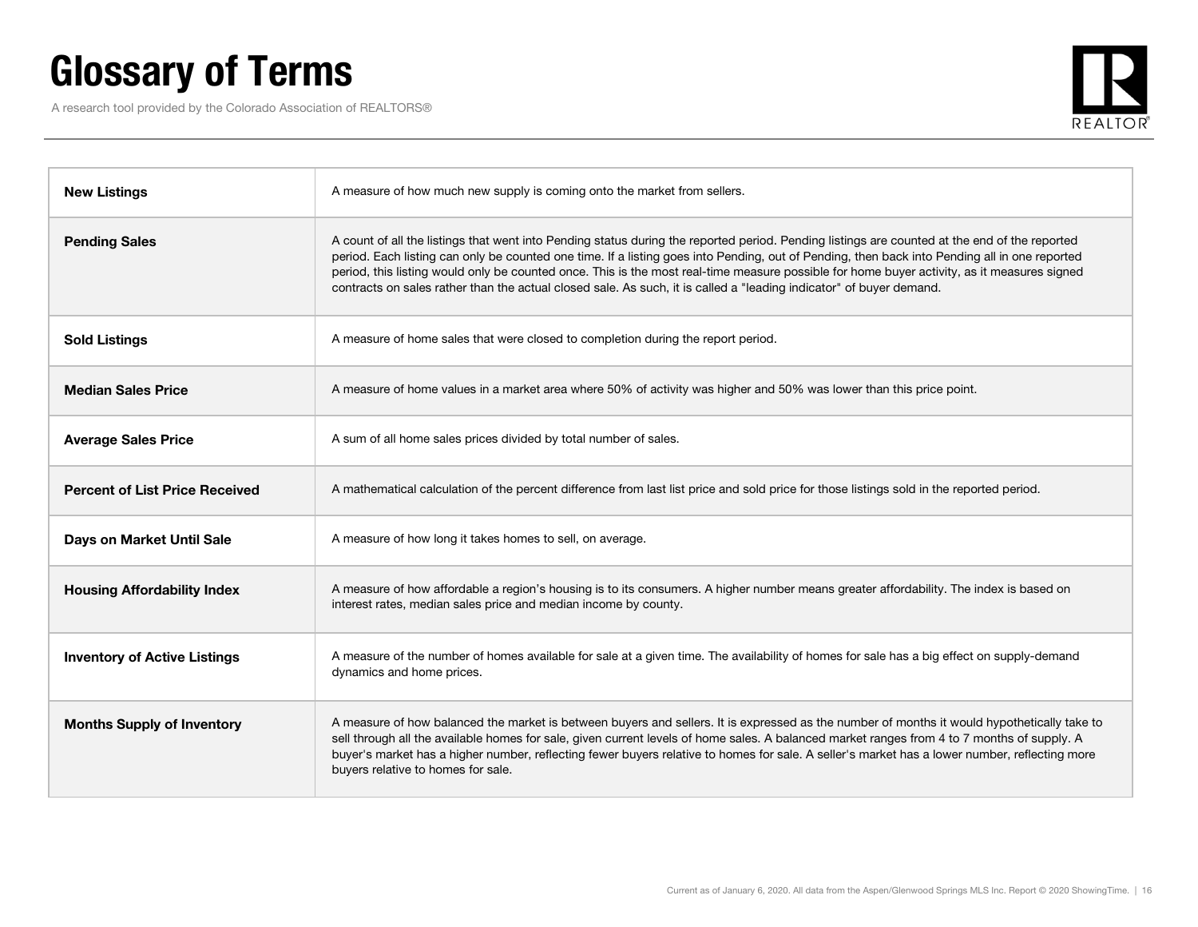# Glossary of Terms

A research tool provided by the Colorado Association of REALTORS®

| | |
| --- | --- |
| **New Listings** | A measure of how much new supply is coming onto the market from sellers. |
| **Pending Sales** | A count of all the listings that went into Pending status during the reported period. Pending listings are counted at the end of the reported period. Each listing can only be counted one time. If a listing goes into Pending, out of Pending, then back into Pending all in one reported period, this listing would only be counted once. This is the most real-time measure possible for home buyer activity, as it measures signed contracts on sales rather than the actual closed sale. As such, it is called a "leading indicator" of buyer demand. |
| **Sold Listings** | A measure of home sales that were closed to completion during the report period. |
| **Median Sales Price** | A measure of home values in a market area where 50% of activity was higher and 50% was lower than this price point. |
| **Average Sales Price** | A sum of all home sales prices divided by total number of sales. |
| **Percent of List Price Received** | A mathematical calculation of the percent difference from last list price and sold price for those listings sold in the reported period. |
| **Days on Market Until Sale** | A measure of how long it takes homes to sell, on average. |
| **Housing Affordability Index** | A measure of how affordable a region's housing is to its consumers. A higher number means greater affordability. The index is based on interest rates, median sales price and median income by county. |
| **Inventory of Active Listings** | A measure of the number of homes available for sale at a given time. The availability of homes for sale has a big effect on supply-demand dynamics and home prices. |
| **Months Supply of Inventory** | A measure of how balanced the market is between buyers and sellers. It is expressed as the number of months it would hypothetically take to sell through all the available homes for sale, given current levels of home sales. A balanced market ranges from 4 to 7 months of supply. A buyer's market has a higher number, reflecting fewer buyers relative to homes for sale. A seller's market has a lower number, reflecting more buyers relative to homes for sale. |

Current as of January 6, 2020. All data from the Aspen/Glenwood Springs MLS Inc. Report © 2020 ShowingTime.